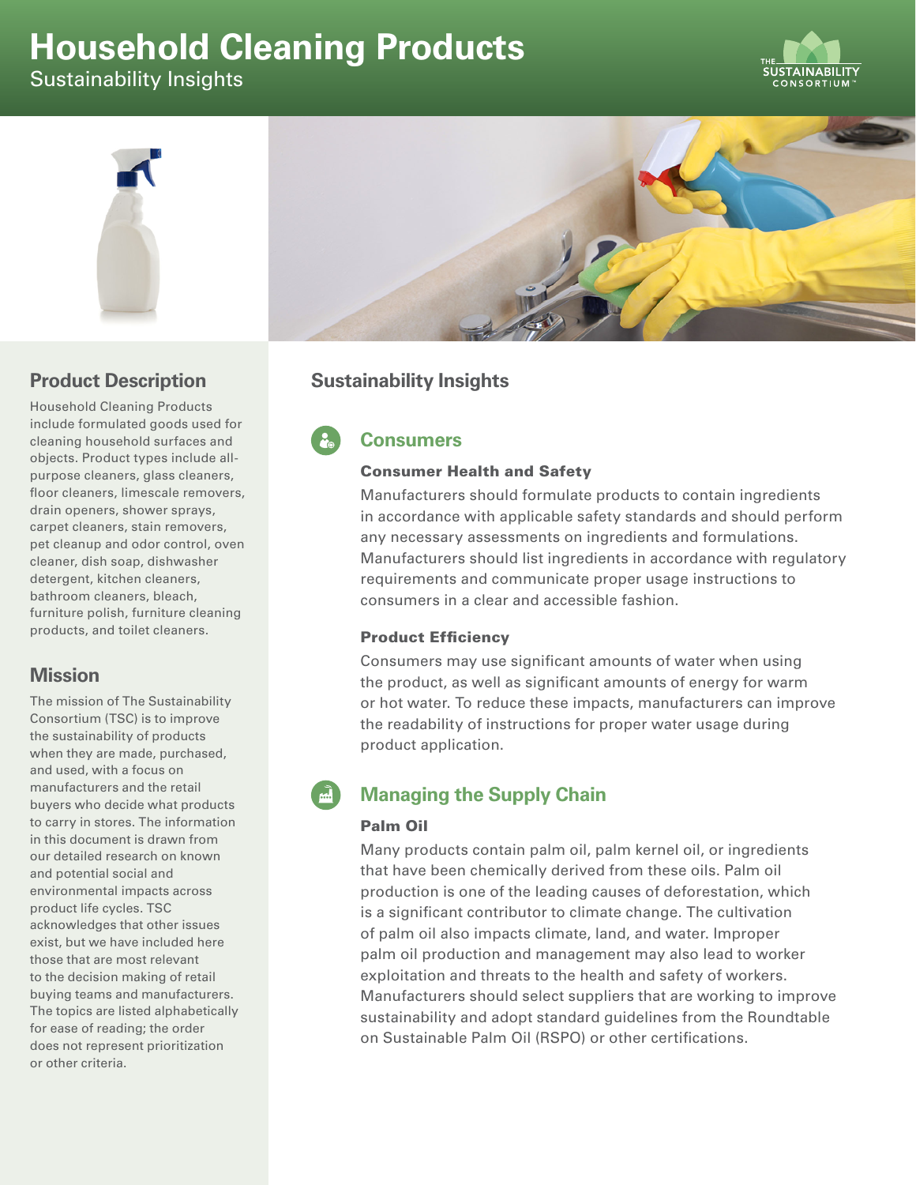# Household Cleaning Products

Sustainability Insights

## Product Description

Household Cleaning Products include formulated goods used for cleaning household surfaces and objects. Product types include all-purpose cleaners, glass cleaners, floor cleaners, limescale removers, drain openers, shower sprays, carpet cleaners, stain removers, pet cleanup and odor control, oven cleaner, dish soap, dishwasher detergent, kitchen cleaners, bathroom cleaners, bleach, furniture polish, furniture cleaning products, and toilet cleaners.

## Mission

The mission of The Sustainability Consortium (TSC) is to improve the sustainability of products when they are made, purchased, and used, with a focus on manufacturers and the retail buyers who decide what products to carry in stores. The information in this document is drawn from our detailed research on known and potential social and environmental impacts across product life cycles. TSC acknowledges that other issues exist, but we have included here those that are most relevant to the decision making of retail buying teams and manufacturers. The topics are listed alphabetically for ease of reading; the order does not represent prioritization or other criteria.

## Sustainability Insights

### Consumers

#### Consumer Health and Safety

Manufacturers should formulate products to contain ingredients in accordance with applicable safety standards and should perform any necessary assessments on ingredients and formulations. Manufacturers should list ingredients in accordance with regulatory requirements and communicate proper usage instructions to consumers in a clear and accessible fashion.

#### Product Efficiency

Consumers may use significant amounts of water when using the product, as well as significant amounts of energy for warm or hot water. To reduce these impacts, manufacturers can improve the readability of instructions for proper water usage during product application.

### Managing the Supply Chain

#### Palm Oil

Many products contain palm oil, palm kernel oil, or ingredients that have been chemically derived from these oils. Palm oil production is one of the leading causes of deforestation, which is a significant contributor to climate change. The cultivation of palm oil also impacts climate, land, and water. Improper palm oil production and management may also lead to worker exploitation and threats to the health and safety of workers. Manufacturers should select suppliers that are working to improve sustainability and adopt standard guidelines from the Roundtable on Sustainable Palm Oil (RSPO) or other certifications.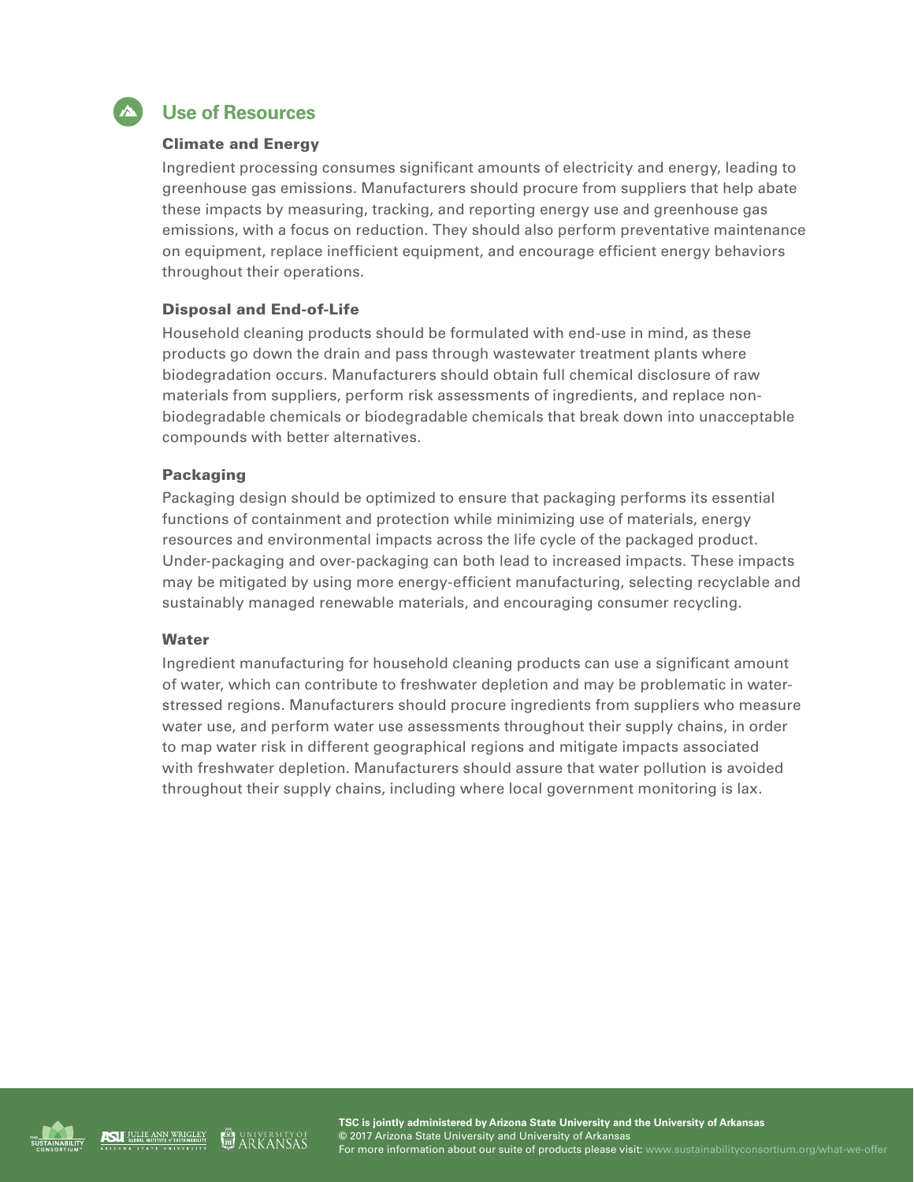## Use of Resources

### Climate and Energy

Ingredient processing consumes significant amounts of electricity and energy, leading to greenhouse gas emissions. Manufacturers should procure from suppliers that help abate these impacts by measuring, tracking, and reporting energy use and greenhouse gas emissions, with a focus on reduction. They should also perform preventative maintenance on equipment, replace inefficient equipment, and encourage efficient energy behaviors throughout their operations.

### Disposal and End-of-Life

Household cleaning products should be formulated with end-use in mind, as these products go down the drain and pass through wastewater treatment plants where biodegradation occurs. Manufacturers should obtain full chemical disclosure of raw materials from suppliers, perform risk assessments of ingredients, and replace non-biodegradable chemicals or biodegradable chemicals that break down into unacceptable compounds with better alternatives.

### Packaging

Packaging design should be optimized to ensure that packaging performs its essential functions of containment and protection while minimizing use of materials, energy resources and environmental impacts across the life cycle of the packaged product. Under-packaging and over-packaging can both lead to increased impacts. These impacts may be mitigated by using more energy-efficient manufacturing, selecting recyclable and sustainably managed renewable materials, and encouraging consumer recycling.

### Water

Ingredient manufacturing for household cleaning products can use a significant amount of water, which can contribute to freshwater depletion and may be problematic in water-stressed regions. Manufacturers should procure ingredients from suppliers who measure water use, and perform water use assessments throughout their supply chains, in order to map water risk in different geographical regions and mitigate impacts associated with freshwater depletion. Manufacturers should assure that water pollution is avoided throughout their supply chains, including where local government monitoring is lax.

**TSC is jointly administered by Arizona State University and the University of Arkansas**
© 2017 Arizona State University and University of Arkansas
For more information about our suite of products please visit: www.sustainabilityconsortium.org/what-we-offer